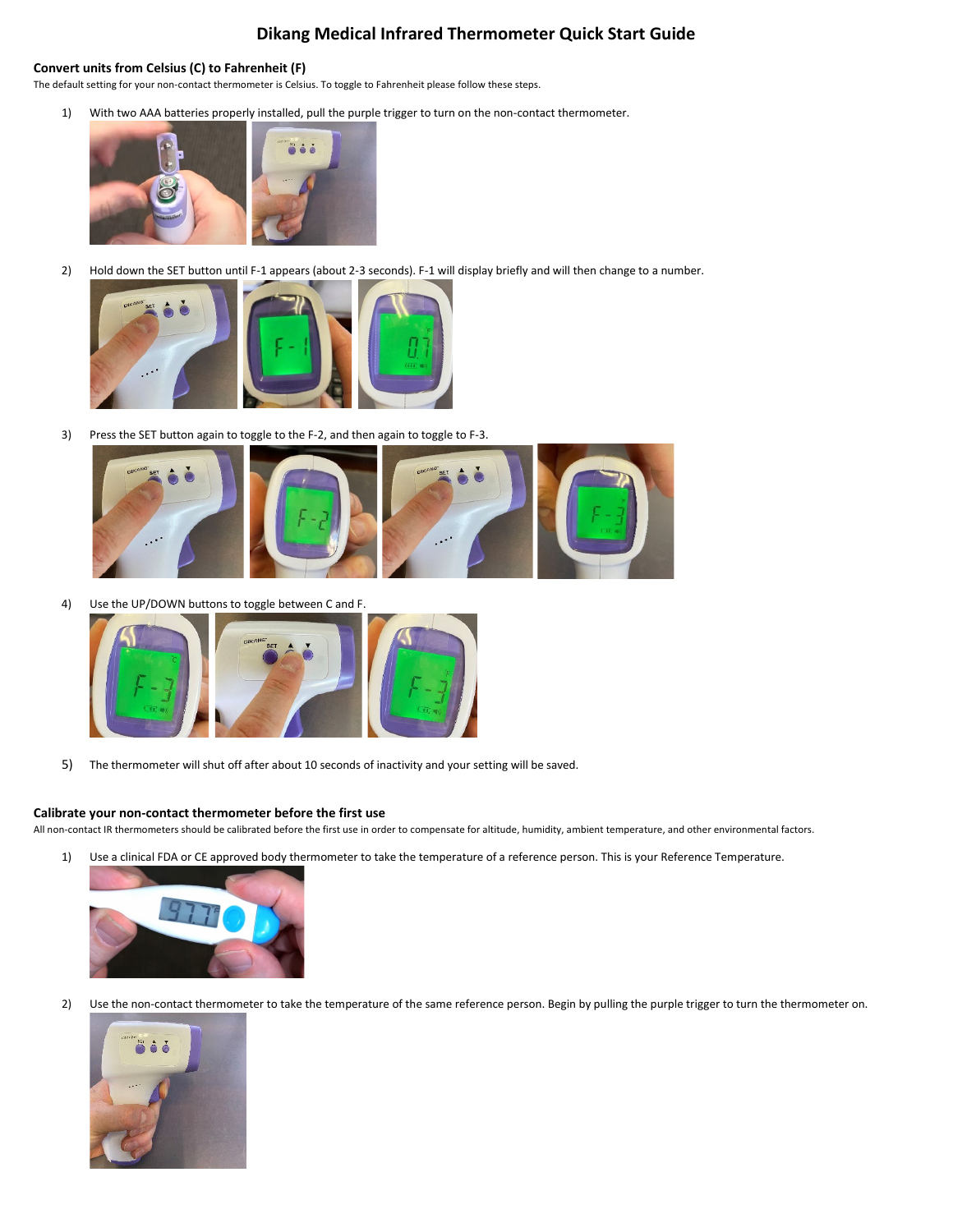# Dikang Medical Infrared Thermometer Quick Start Guide

### Convert units from Celsius (C) to Fahrenheit (F)

The default setting for your non-contact thermometer is Celsius. To toggle to Fahrenheit please follow these steps.

1) With two AAA batteries properly installed, pull the purple trigger to turn on the non-contact thermometer.

2) Hold down the SET button until F-1 appears (about 2-3 seconds). F-1 will display briefly and will then change to a number.

3) Press the SET button again to toggle to the F-2, and then again to toggle to F-3.

4) Use the UP/DOWN buttons to toggle between C and F.

5) The thermometer will shut off after about 10 seconds of inactivity and your setting will be saved.

### Calibrate your non-contact thermometer before the first use

All non-contact IR thermometers should be calibrated before the first use in order to compensate for altitude, humidity, ambient temperature, and other environmental factors.

1) Use a clinical FDA or CE approved body thermometer to take the temperature of a reference person. This is your Reference Temperature.

2) Use the non-contact thermometer to take the temperature of the same reference person. Begin by pulling the purple trigger to turn the thermometer on.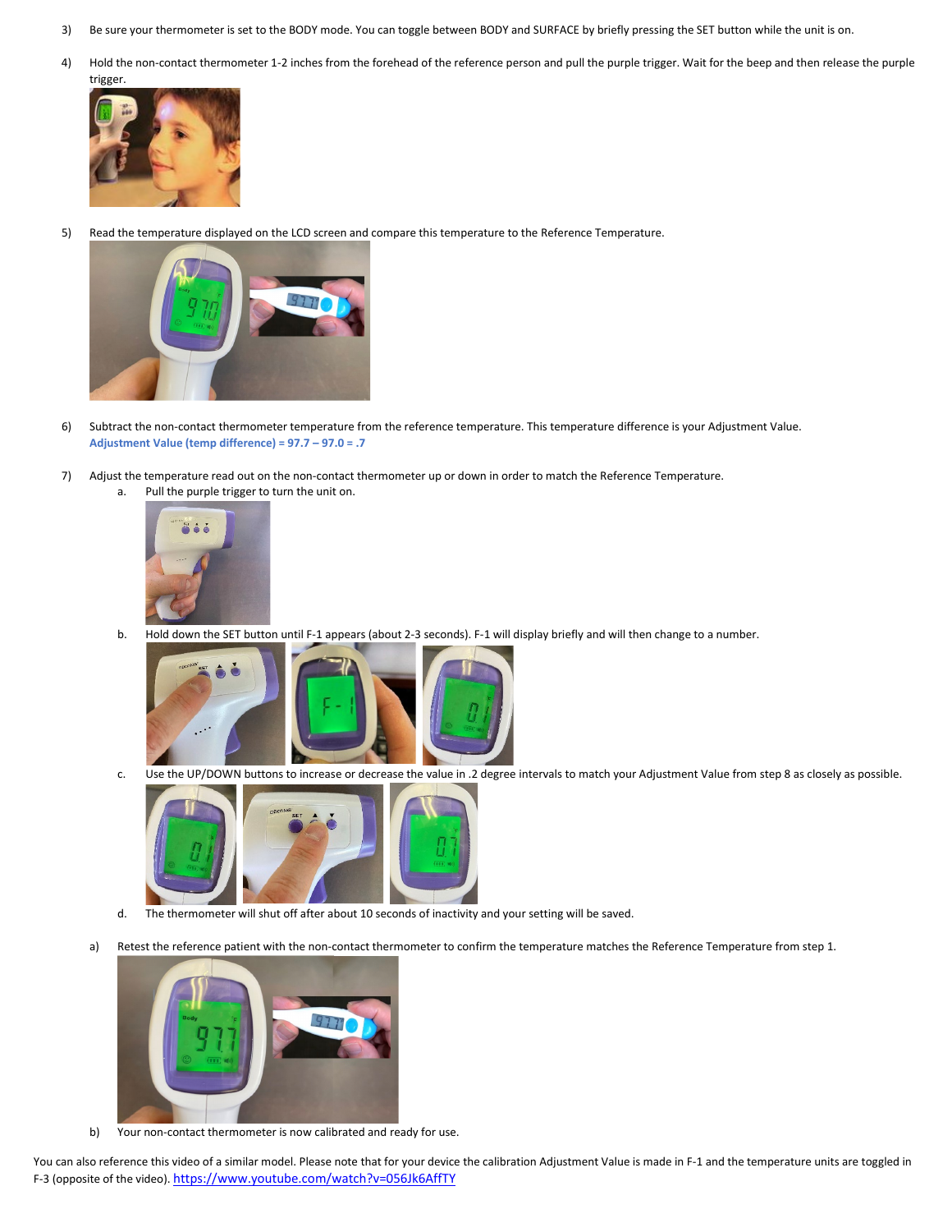3) Be sure your thermometer is set to the BODY mode. You can toggle between BODY and SURFACE by briefly pressing the SET button while the unit is on.

4) Hold the non-contact thermometer 1-2 inches from the forehead of the reference person and pull the purple trigger. Wait for the beep and then release the purple trigger.

5) Read the temperature displayed on the LCD screen and compare this temperature to the Reference Temperature.

6) Subtract the non-contact thermometer temperature from the reference temperature. This temperature difference is your Adjustment Value.
**Adjustment Value (temp difference) = 97.7 – 97.0 = .7**

7) Adjust the temperature read out on the non-contact thermometer up or down in order to match the Reference Temperature.
   a. Pull the purple trigger to turn the unit on.
   b. Hold down the SET button until F-1 appears (about 2-3 seconds). F-1 will display briefly and will then change to a number.
   c. Use the UP/DOWN buttons to increase or decrease the value in .2 degree intervals to match your Adjustment Value from step 8 as closely as possible.
   d. The thermometer will shut off after about 10 seconds of inactivity and your setting will be saved.

a) Retest the reference patient with the non-contact thermometer to confirm the temperature matches the Reference Temperature from step 1.

b) Your non-contact thermometer is now calibrated and ready for use.

You can also reference this video of a similar model. Please note that for your device the calibration Adjustment Value is made in F-1 and the temperature units are toggled in F-3 (opposite of the video). https://www.youtube.com/watch?v=056Jk6AffTY